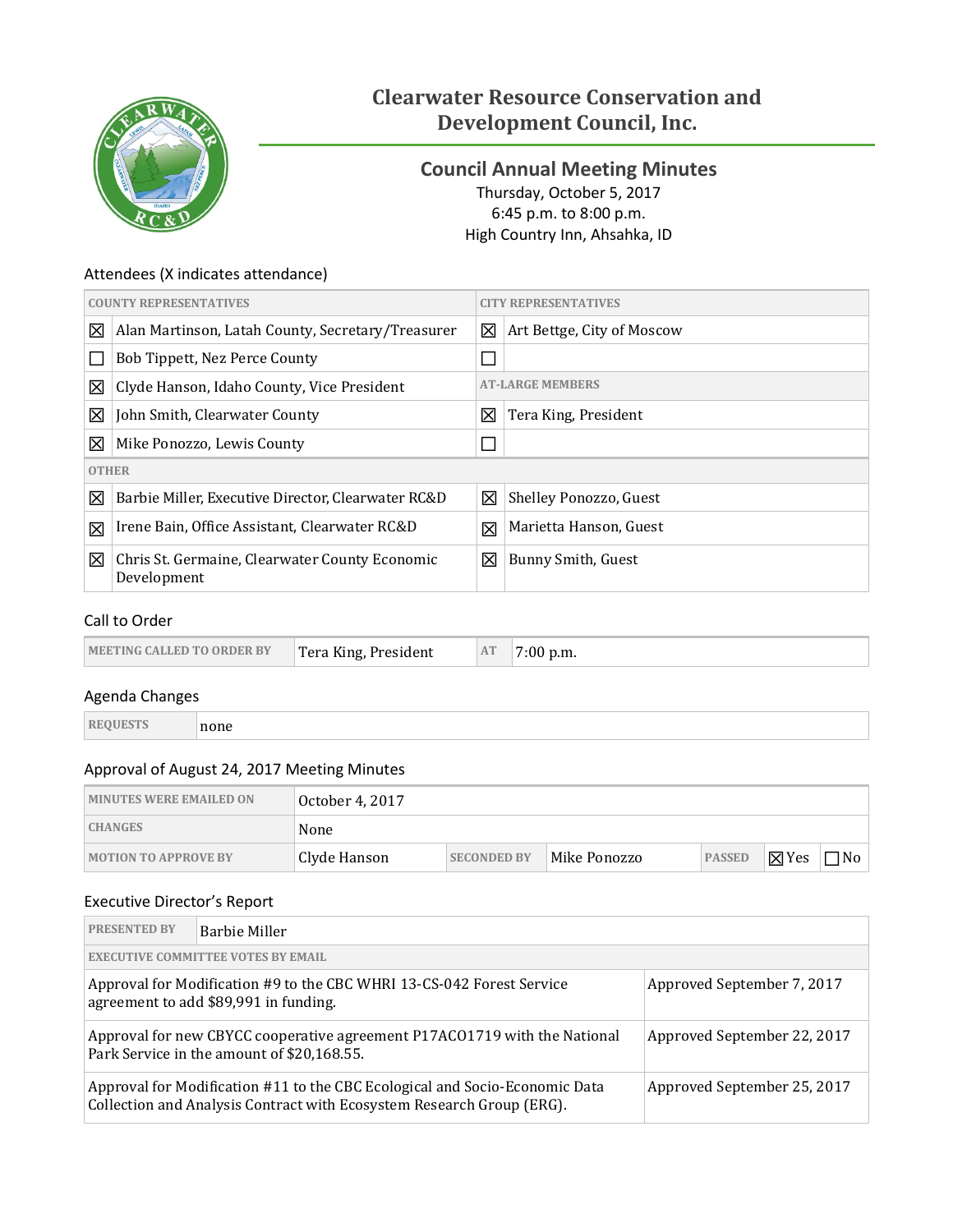# Clearwater Resource Conservation and Development Council, Inc.

## Council Annual Meeting Minutes

Thursday, October 5, 2017
6:45 p.m. to 8:00 p.m.
High Country Inn, Ahsahka, ID

### Attendees (X indicates attendance)

| COUNTY REPRESENTATIVES | | CITY REPRESENTATIVES | |
|---|---|---|---|
| ☒ | Alan Martinson, Latah County, Secretary/Treasurer | ☒ | Art Bettge, City of Moscow |
| ☐ | Bob Tippett, Nez Perce County | ☐ | |
| ☒ | Clyde Hanson, Idaho County, Vice President | AT-LARGE MEMBERS | |
| ☒ | John Smith, Clearwater County | ☒ | Tera King, President |
| ☒ | Mike Ponozzo, Lewis County | ☐ | |
| OTHER | | | |
| ☒ | Barbie Miller, Executive Director, Clearwater RC&D | ☒ | Shelley Ponozzo, Guest |
| ☒ | Irene Bain, Office Assistant, Clearwater RC&D | ☒ | Marietta Hanson, Guest |
| ☒ | Chris St. Germaine, Clearwater County Economic Development | ☒ | Bunny Smith, Guest |

### Call to Order

| MEETING CALLED TO ORDER BY | Tera King, President | AT | 7:00 p.m. |
|---|---|---|---|

### Agenda Changes

| REQUESTS | none |
|---|---|

### Approval of August 24, 2017 Meeting Minutes

| MINUTES WERE EMAILED ON | October 4, 2017 | | | | |
|---|---|---|---|---|---|
| CHANGES | None | | | | |
| MOTION TO APPROVE BY | Clyde Hanson | SECONDED BY | Mike Ponozzo | PASSED | ☒Yes ☐No |

### Executive Director's Report

| PRESENTED BY | Barbie Miller |
|---|---|
| EXECUTIVE COMMITTEE VOTES BY EMAIL | |
| Approval for Modification #9 to the CBC WHRI 13-CS-042 Forest Service agreement to add $89,991 in funding. | Approved September 7, 2017 |
| Approval for new CBYCC cooperative agreement P17ACO1719 with the National Park Service in the amount of $20,168.55. | Approved September 22, 2017 |
| Approval for Modification #11 to the CBC Ecological and Socio-Economic Data Collection and Analysis Contract with Ecosystem Research Group (ERG). | Approved September 25, 2017 |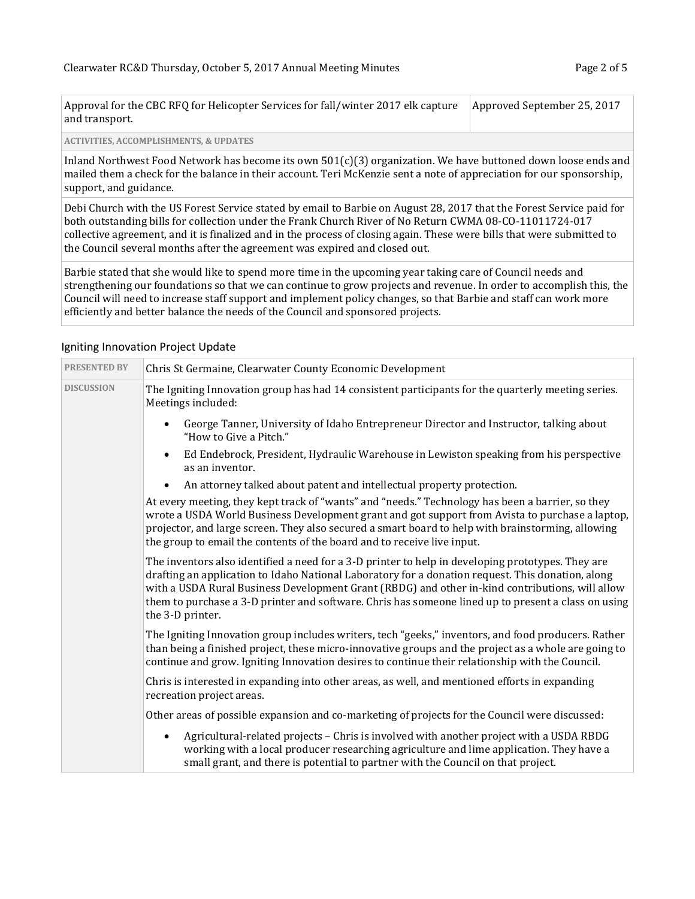| Approval for the CBC RFQ for Helicopter Services for fall/winter 2017 elk capture and transport. | Approved September 25, 2017 |
|---|---|

**ACTIVITIES, ACCOMPLISHMENTS, & UPDATES**

Inland Northwest Food Network has become its own 501(c)(3) organization. We have buttoned down loose ends and mailed them a check for the balance in their account. Teri McKenzie sent a note of appreciation for our sponsorship, support, and guidance.

Debi Church with the US Forest Service stated by email to Barbie on August 28, 2017 that the Forest Service paid for both outstanding bills for collection under the Frank Church River of No Return CWMA 08-CO-11011724-017 collective agreement, and it is finalized and in the process of closing again. These were bills that were submitted to the Council several months after the agreement was expired and closed out.

Barbie stated that she would like to spend more time in the upcoming year taking care of Council needs and strengthening our foundations so that we can continue to grow projects and revenue. In order to accomplish this, the Council will need to increase staff support and implement policy changes, so that Barbie and staff can work more efficiently and better balance the needs of the Council and sponsored projects.

## Igniting Innovation Project Update

**PRESENTED BY:** Chris St Germaine, Clearwater County Economic Development

**DISCUSSION:**

The Igniting Innovation group has had 14 consistent participants for the quarterly meeting series. Meetings included:

- George Tanner, University of Idaho Entrepreneur Director and Instructor, talking about "How to Give a Pitch."
- Ed Endebrock, President, Hydraulic Warehouse in Lewiston speaking from his perspective as an inventor.
- An attorney talked about patent and intellectual property protection.

At every meeting, they kept track of "wants" and "needs." Technology has been a barrier, so they wrote a USDA World Business Development grant and got support from Avista to purchase a laptop, projector, and large screen. They also secured a smart board to help with brainstorming, allowing the group to email the contents of the board and to receive live input.

The inventors also identified a need for a 3-D printer to help in developing prototypes. They are drafting an application to Idaho National Laboratory for a donation request. This donation, along with a USDA Rural Business Development Grant (RBDG) and other in-kind contributions, will allow them to purchase a 3-D printer and software. Chris has someone lined up to present a class on using the 3-D printer.

The Igniting Innovation group includes writers, tech "geeks," inventors, and food producers. Rather than being a finished project, these micro-innovative groups and the project as a whole are going to continue and grow. Igniting Innovation desires to continue their relationship with the Council.

Chris is interested in expanding into other areas, as well, and mentioned efforts in expanding recreation project areas.

Other areas of possible expansion and co-marketing of projects for the Council were discussed:

- Agricultural-related projects – Chris is involved with another project with a USDA RBDG working with a local producer researching agriculture and lime application. They have a small grant, and there is potential to partner with the Council on that project.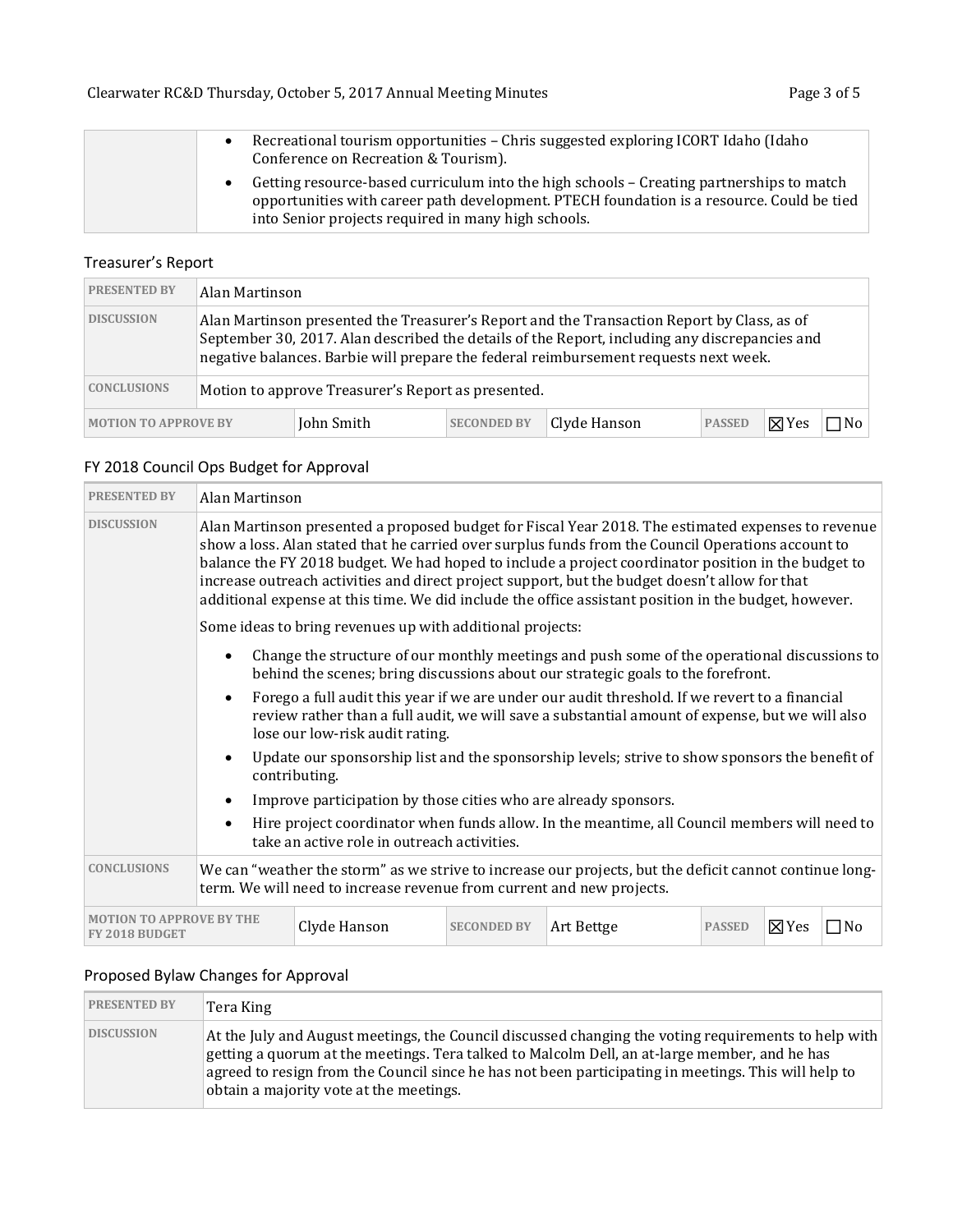| | |
|---|---|
| | • Recreational tourism opportunities – Chris suggested exploring ICORT Idaho (Idaho Conference on Recreation & Tourism).<br>• Getting resource-based curriculum into the high schools – Creating partnerships to match opportunities with career path development. PTECH foundation is a resource. Could be tied into Senior projects required in many high schools. |

## Treasurer's Report

| | | | | | | | |
|---|---|---|---|---|---|---|---|
| **PRESENTED BY** | Alan Martinson | | | | | | |
| **DISCUSSION** | Alan Martinson presented the Treasurer's Report and the Transaction Report by Class, as of September 30, 2017. Alan described the details of the Report, including any discrepancies and negative balances. Barbie will prepare the federal reimbursement requests next week. | | | | | | |
| **CONCLUSIONS** | Motion to approve Treasurer's Report as presented. | | | | | | |
| **MOTION TO APPROVE BY** | John Smith | **SECONDED BY** | Clyde Hanson | **PASSED** | ☒ Yes | ☐ No | |

## FY 2018 Council Ops Budget for Approval

| | | | | | | |
|---|---|---|---|---|---|---|
| **PRESENTED BY** | Alan Martinson | | | | | |
| **DISCUSSION** | Alan Martinson presented a proposed budget for Fiscal Year 2018. The estimated expenses to revenue show a loss. Alan stated that he carried over surplus funds from the Council Operations account to balance the FY 2018 budget. We had hoped to include a project coordinator position in the budget to increase outreach activities and direct project support, but the budget doesn't allow for that additional expense at this time. We did include the office assistant position in the budget, however.<br><br>Some ideas to bring revenues up with additional projects:<br>• Change the structure of our monthly meetings and push some of the operational discussions to behind the scenes; bring discussions about our strategic goals to the forefront.<br>• Forego a full audit this year if we are under our audit threshold. If we revert to a financial review rather than a full audit, we will save a substantial amount of expense, but we will also lose our low-risk audit rating.<br>• Update our sponsorship list and the sponsorship levels; strive to show sponsors the benefit of contributing.<br>• Improve participation by those cities who are already sponsors.<br>• Hire project coordinator when funds allow. In the meantime, all Council members will need to take an active role in outreach activities. | | | | | |
| **CONCLUSIONS** | We can "weather the storm" as we strive to increase our projects, but the deficit cannot continue long-term. We will need to increase revenue from current and new projects. | | | | | |
| **MOTION TO APPROVE BY THE FY 2018 BUDGET** | Clyde Hanson | **SECONDED BY** | Art Bettge | **PASSED** | ☒ Yes | ☐ No |

## Proposed Bylaw Changes for Approval

| | |
|---|---|
| **PRESENTED BY** | Tera King |
| **DISCUSSION** | At the July and August meetings, the Council discussed changing the voting requirements to help with getting a quorum at the meetings. Tera talked to Malcolm Dell, an at-large member, and he has agreed to resign from the Council since he has not been participating in meetings. This will help to obtain a majority vote at the meetings. |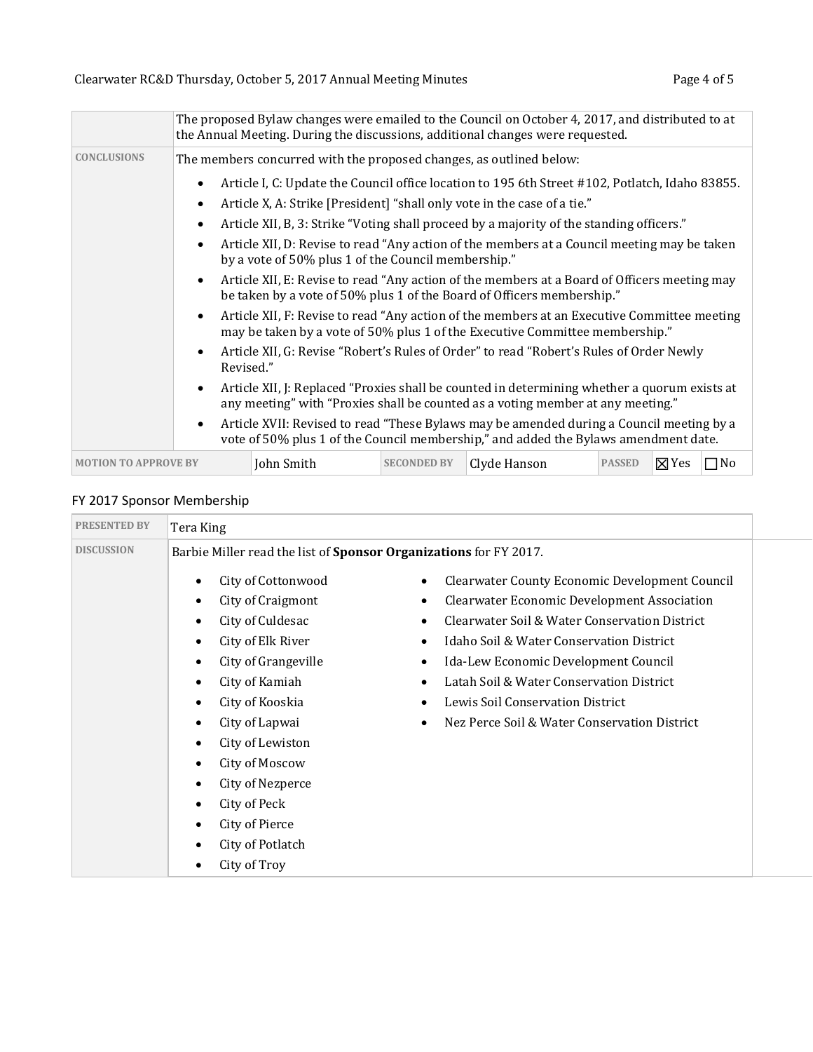| | |
|---|---|
| | The proposed Bylaw changes were emailed to the Council on October 4, 2017, and distributed to at the Annual Meeting. During the discussions, additional changes were requested. |
| **CONCLUSIONS** | The members concurred with the proposed changes, as outlined below:<br>• Article I, C: Update the Council office location to 195 6th Street #102, Potlatch, Idaho 83855.<br>• Article X, A: Strike [President] "shall only vote in the case of a tie."<br>• Article XII, B, 3: Strike "Voting shall proceed by a majority of the standing officers."<br>• Article XII, D: Revise to read "Any action of the members at a Council meeting may be taken by a vote of 50% plus 1 of the Council membership."<br>• Article XII, E: Revise to read "Any action of the members at a Board of Officers meeting may be taken by a vote of 50% plus 1 of the Board of Officers membership."<br>• Article XII, F: Revise to read "Any action of the members at an Executive Committee meeting may be taken by a vote of 50% plus 1 of the Executive Committee membership."<br>• Article XII, G: Revise "Robert's Rules of Order" to read "Robert's Rules of Order Newly Revised."<br>• Article XII, J: Replaced "Proxies shall be counted in determining whether a quorum exists at any meeting" with "Proxies shall be counted as a voting member at any meeting."<br>• Article XVII: Revised to read "These Bylaws may be amended during a Council meeting by a vote of 50% plus 1 of the Council membership," and added the Bylaws amendment date. |

| MOTION TO APPROVE BY | John Smith | SECONDED BY | Clyde Hanson | PASSED | ☒ Yes | ☐ No |
|---|---|---|---|---|---|---|

## FY 2017 Sponsor Membership

| | |
|---|---|
| **PRESENTED BY** | Tera King |
| **DISCUSSION** | Barbie Miller read the list of **Sponsor Organizations** for FY 2017.<br>• City of Cottonwood<br>• City of Craigmont<br>• City of Culdesac<br>• City of Elk River<br>• City of Grangeville<br>• City of Kamiah<br>• City of Kooskia<br>• City of Lapwai<br>• City of Lewiston<br>• City of Moscow<br>• City of Nezperce<br>• City of Peck<br>• City of Pierce<br>• City of Potlatch<br>• City of Troy<br>• Clearwater County Economic Development Council<br>• Clearwater Economic Development Association<br>• Clearwater Soil & Water Conservation District<br>• Idaho Soil & Water Conservation District<br>• Ida-Lew Economic Development Council<br>• Latah Soil & Water Conservation District<br>• Lewis Soil Conservation District<br>• Nez Perce Soil & Water Conservation District |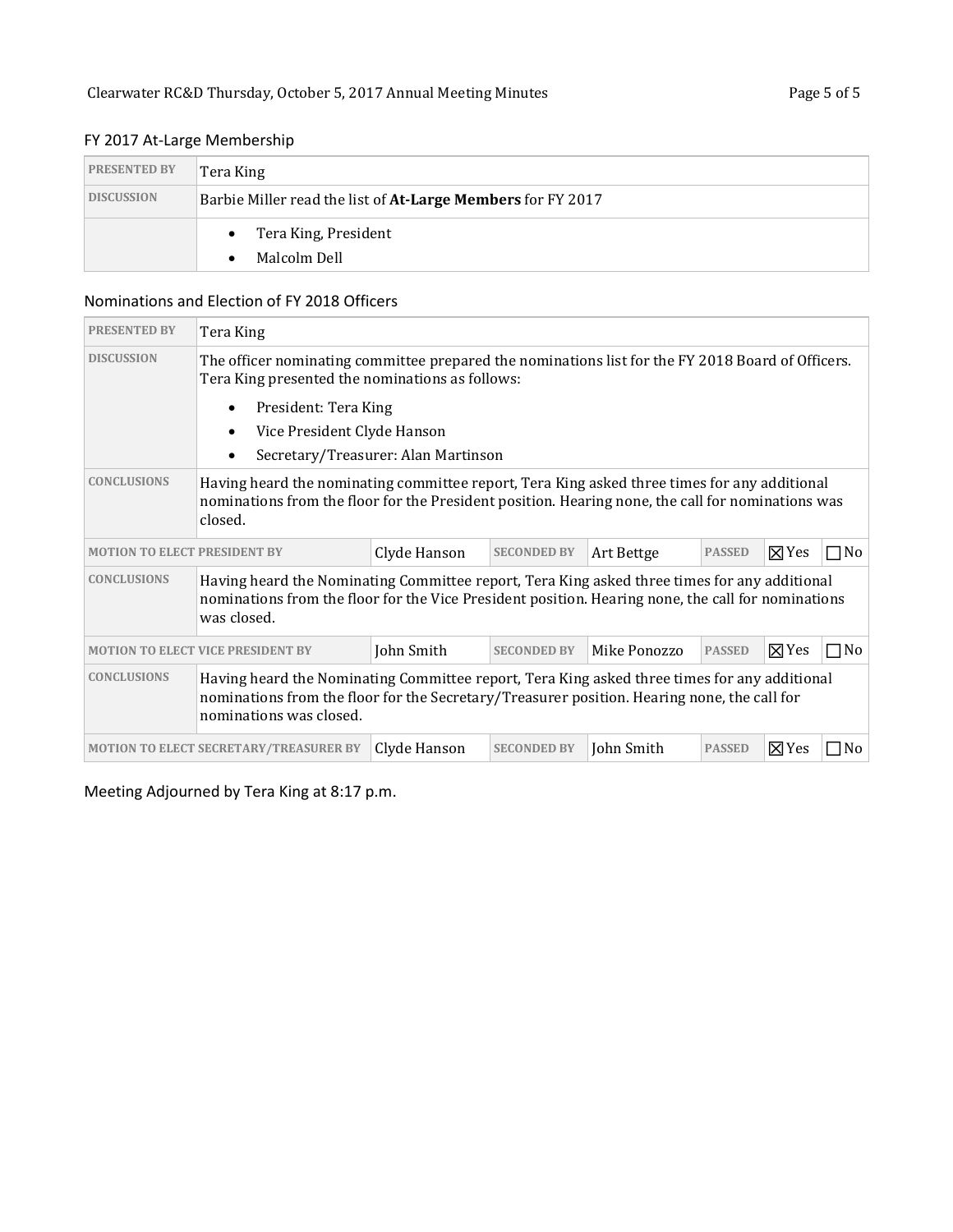## FY 2017 At-Large Membership

| | |
|---|---|
| PRESENTED BY | Tera King |
| DISCUSSION | Barbie Miller read the list of **At-Large Members** for FY 2017 |
| | • Tera King, President<br>• Malcolm Dell |

## Nominations and Election of FY 2018 Officers

| | | | | | | | |
|---|---|---|---|---|---|---|---|
| PRESENTED BY | Tera King | | | | | | |
| DISCUSSION | The officer nominating committee prepared the nominations list for the FY 2018 Board of Officers. Tera King presented the nominations as follows:<br>• President: Tera King<br>• Vice President Clyde Hanson<br>• Secretary/Treasurer: Alan Martinson | | | | | | |
| CONCLUSIONS | Having heard the nominating committee report, Tera King asked three times for any additional nominations from the floor for the President position. Hearing none, the call for nominations was closed. | | | | | | |
| MOTION TO ELECT PRESIDENT BY | Clyde Hanson | SECONDED BY | Art Bettge | PASSED | ☒ Yes | ☐ No | |
| CONCLUSIONS | Having heard the Nominating Committee report, Tera King asked three times for any additional nominations from the floor for the Vice President position. Hearing none, the call for nominations was closed. | | | | | | |
| MOTION TO ELECT VICE PRESIDENT BY | John Smith | SECONDED BY | Mike Ponozzo | PASSED | ☒ Yes | ☐ No | |
| CONCLUSIONS | Having heard the Nominating Committee report, Tera King asked three times for any additional nominations from the floor for the Secretary/Treasurer position. Hearing none, the call for nominations was closed. | | | | | | |
| MOTION TO ELECT SECRETARY/TREASURER BY | Clyde Hanson | SECONDED BY | John Smith | PASSED | ☒ Yes | ☐ No | |

Meeting Adjourned by Tera King at 8:17 p.m.